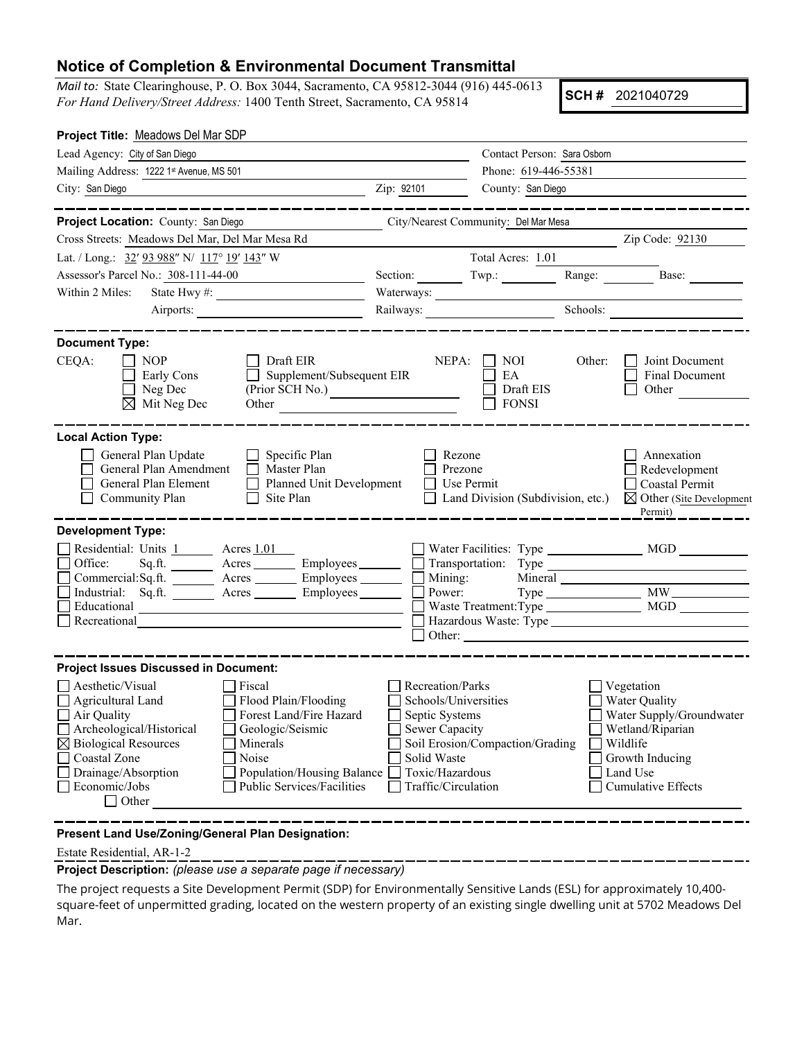# Notice of Completion & Environmental Document Transmittal

*Mail to:* State Clearinghouse, P. O. Box 3044, Sacramento, CA 95812-3044 (916) 445-0613
*For Hand Delivery/Street Address:* 1400 Tenth Street, Sacramento, CA 95814

**SCH #** 2021040729

**Project Title:** Meadows Del Mar SDP

Lead Agency: City of San Diego
Contact Person: Sara Osborn
Mailing Address: 1222 1st Avenue, MS 501
Phone: 619-446-55381
City: San Diego
Zip: 92101
County: San Diego

**Project Location:** County: San Diego
City/Nearest Community: Del Mar Mesa
Cross Streets: Meadows Del Mar, Del Mar Mesa Rd
Zip Code: 92130
Lat. / Long.: 32′ 93 988″ N/ 117° 19′ 143″ W
Total Acres: 1.01
Assessor's Parcel No.: 308-111-44-00
Section: Twp.: Range: Base:
Within 2 Miles: State Hwy #:
Waterways:
Airports:
Railways:
Schools:

**Document Type:**

CEQA:
- ☐ NOP
- ☐ Early Cons
- ☐ Neg Dec
- ☒ Mit Neg Dec
- ☐ Draft EIR
- ☐ Supplement/Subsequent EIR (Prior SCH No.)
- Other

NEPA:
- ☐ NOI
- ☐ EA
- ☐ Draft EIS
- ☐ FONSI

Other:
- ☐ Joint Document
- ☐ Final Document
- ☐ Other

**Local Action Type:**

- ☐ General Plan Update
- ☐ General Plan Amendment
- ☐ General Plan Element
- ☐ Community Plan
- ☐ Specific Plan
- ☐ Master Plan
- ☐ Planned Unit Development
- ☐ Site Plan
- ☐ Rezone
- ☐ Prezone
- ☐ Use Permit
- ☐ Land Division (Subdivision, etc.)
- ☐ Annexation
- ☐ Redevelopment
- ☐ Coastal Permit
- ☒ Other (Site Development Permit)

**Development Type:**

- ☐ Residential: Units 1 Acres 1.01
- ☐ Office: Sq.ft. Acres Employees
- ☐ Commercial: Sq.ft. Acres Employees
- ☐ Industrial: Sq.ft. Acres Employees
- ☐ Educational
- ☐ Recreational
- ☐ Water Facilities: Type MGD
- ☐ Transportation: Type
- ☐ Mining: Mineral
- ☐ Power: Type MW
- ☐ Waste Treatment: Type MGD
- ☐ Hazardous Waste: Type
- ☐ Other:

**Project Issues Discussed in Document:**

- ☐ Aesthetic/Visual
- ☐ Agricultural Land
- ☐ Air Quality
- ☐ Archeological/Historical
- ☒ Biological Resources
- ☐ Coastal Zone
- ☐ Drainage/Absorption
- ☐ Economic/Jobs
- ☐ Fiscal
- ☐ Flood Plain/Flooding
- ☐ Forest Land/Fire Hazard
- ☐ Geologic/Seismic
- ☐ Minerals
- ☐ Noise
- ☐ Population/Housing Balance
- ☐ Public Services/Facilities
- ☐ Recreation/Parks
- ☐ Schools/Universities
- ☐ Septic Systems
- ☐ Sewer Capacity
- ☐ Soil Erosion/Compaction/Grading
- ☐ Solid Waste
- ☐ Toxic/Hazardous
- ☐ Traffic/Circulation
- ☐ Vegetation
- ☐ Water Quality
- ☐ Water Supply/Groundwater
- ☐ Wetland/Riparian
- ☐ Wildlife
- ☐ Growth Inducing
- ☐ Land Use
- ☐ Cumulative Effects
- ☐ Other

**Present Land Use/Zoning/General Plan Designation:**

Estate Residential, AR-1-2

**Project Description:** *(please use a separate page if necessary)*

The project requests a Site Development Permit (SDP) for Environmentally Sensitive Lands (ESL) for approximately 10,400-square-feet of unpermitted grading, located on the western property of an existing single dwelling unit at 5702 Meadows Del Mar.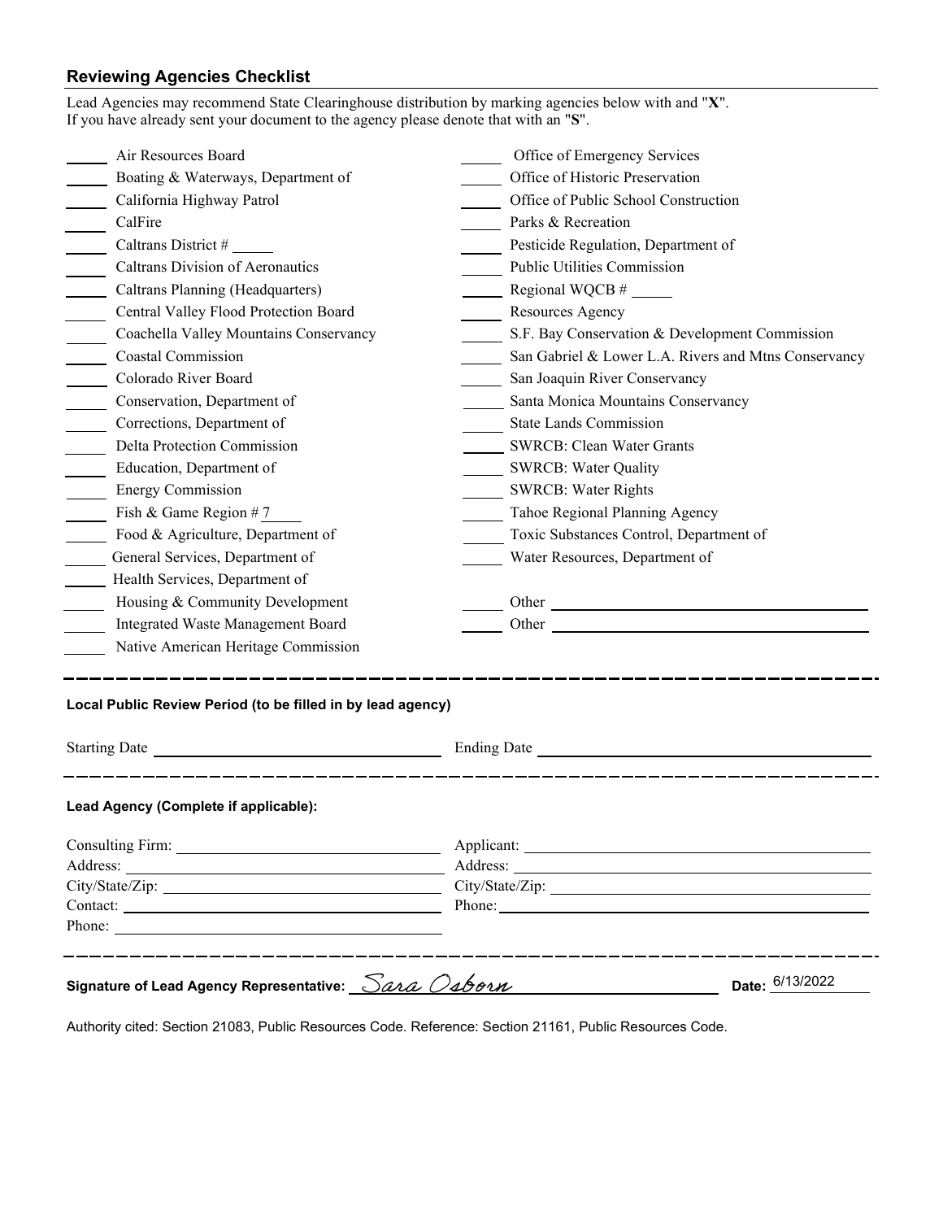### Reviewing Agencies Checklist

Lead Agencies may recommend State Clearinghouse distribution by marking agencies below with and "**X**".
If you have already sent your document to the agency please denote that with an "**S**".

- ____ Air Resources Board
- ____ Boating & Waterways, Department of
- ____ California Highway Patrol
- ____ CalFire
- ____ Caltrans District # ____
- ____ Caltrans Division of Aeronautics
- ____ Caltrans Planning (Headquarters)
- ____ Central Valley Flood Protection Board
- ____ Coachella Valley Mountains Conservancy
- ____ Coastal Commission
- ____ Colorado River Board
- ____ Conservation, Department of
- ____ Corrections, Department of
- ____ Delta Protection Commission
- ____ Education, Department of
- ____ Energy Commission
- ____ Fish & Game Region # 7
- ____ Food & Agriculture, Department of
- ____ General Services, Department of
- ____ Health Services, Department of
- ____ Housing & Community Development
- ____ Integrated Waste Management Board
- ____ Native American Heritage Commission
- ____ Office of Emergency Services
- ____ Office of Historic Preservation
- ____ Office of Public School Construction
- ____ Parks & Recreation
- ____ Pesticide Regulation, Department of
- ____ Public Utilities Commission
- ____ Regional WQCB # ____
- ____ Resources Agency
- ____ S.F. Bay Conservation & Development Commission
- ____ San Gabriel & Lower L.A. Rivers and Mtns Conservancy
- ____ San Joaquin River Conservancy
- ____ Santa Monica Mountains Conservancy
- ____ State Lands Commission
- ____ SWRCB: Clean Water Grants
- ____ SWRCB: Water Quality
- ____ SWRCB: Water Rights
- ____ Tahoe Regional Planning Agency
- ____ Toxic Substances Control, Department of
- ____ Water Resources, Department of
- ____ Other ____________
- ____ Other ____________

---

**Local Public Review Period (to be filled in by lead agency)**

Starting Date ____________ Ending Date ____________

---

**Lead Agency (Complete if applicable):**

Consulting Firm: ____________
Address: ____________
City/State/Zip: ____________
Contact: ____________
Phone: ____________

Applicant: ____________
Address: ____________
City/State/Zip: ____________
Phone: ____________

---

**Signature of Lead Agency Representative:** *Sara Osborn* **Date:** 6/13/2022

Authority cited: Section 21083, Public Resources Code. Reference: Section 21161, Public Resources Code.